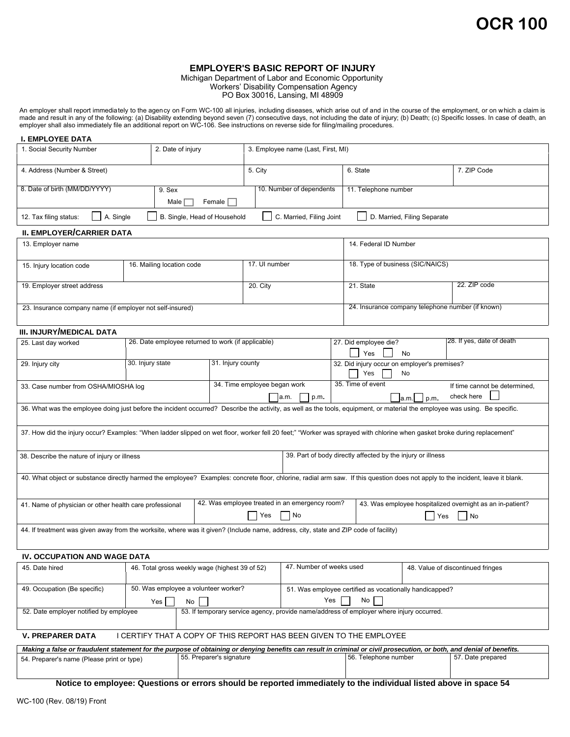# OCR 100

## EMPLOYER'S BASIC REPORT OF INJURY

Michigan Department of Labor and Economic Opportunity
Workers' Disability Compensation Agency
PO Box 30016, Lansing, MI 48909

An employer shall report immediately to the agency on Form WC-100 all injuries, including diseases, which arise out of and in the course of the employment, or on which a claim is made and result in any of the following: (a) Disability extending beyond seven (7) consecutive days, not including the date of injury; (b) Death; (c) Specific losses. In case of death, an employer shall also immediately file an additional report on WC-106. See instructions on reverse side for filing/mailing procedures.

### I. EMPLOYEE DATA

| 1. Social Security Number | 2. Date of injury | 3. Employee name (Last, First, MI) | | |
|---|---|---|---|---|
| 4. Address (Number & Street) | | 5. City | 6. State | 7. ZIP Code |
| 8. Date of birth (MM/DD/YYYY) | 9. Sex Male ☐ Female ☐ | 10. Number of dependents | 11. Telephone number | |

12. Tax filing status: ☐ A. Single ☐ B. Single, Head of Household ☐ C. Married, Filing Joint ☐ D. Married, Filing Separate

### II. EMPLOYER/CARRIER DATA

| 13. Employer name | | | 14. Federal ID Number | |
|---|---|---|---|---|
| 15. Injury location code | 16. Mailing location code | 17. UI number | 18. Type of business (SIC/NAICS) | |
| 19. Employer street address | | 20. City | 21. State | 22. ZIP code |
| 23. Insurance company name (if employer not self-insured) | | | 24. Insurance company telephone number (if known) | |

### III. INJURY/MEDICAL DATA

| 25. Last day worked | 26. Date employee returned to work (if applicable) | | 27. Did employee die? ☐ Yes ☐ No | 28. If yes, date of death |
|---|---|---|---|---|
| 29. Injury city | 30. Injury state | 31. Injury county | 32. Did injury occur on employer's premises? ☐ Yes ☐ No | |
| 33. Case number from OSHA/MIOSHA log | | 34. Time employee began work ☐ a.m. ☐ p.m. | 35. Time of event ☐ a.m. ☐ p.m. | If time cannot be determined, check here ☐ |

36. What was the employee doing just before the incident occurred? Describe the activity, as well as the tools, equipment, or material the employee was using. Be specific.

37. How did the injury occur? Examples: "When ladder slipped on wet floor, worker fell 20 feet;" "Worker was sprayed with chlorine when gasket broke during replacement"

| 38. Describe the nature of injury or illness | 39. Part of body directly affected by the injury or illness |
|---|---|

40. What object or substance directly harmed the employee? Examples: concrete floor, chlorine, radial arm saw. If this question does not apply to the incident, leave it blank.

| 41. Name of physician or other health care professional | 42. Was employee treated in an emergency room? ☐ Yes ☐ No | 43. Was employee hospitalized overnight as an in-patient? ☐ Yes ☐ No |
|---|---|---|

44. If treatment was given away from the worksite, where was it given? (Include name, address, city, state and ZIP code of facility)

### IV. OCCUPATION AND WAGE DATA

| 45. Date hired | 46. Total gross weekly wage (highest 39 of 52) | 47. Number of weeks used | 48. Value of discontinued fringes |
|---|---|---|---|
| 49. Occupation (Be specific) | 50. Was employee a volunteer worker? Yes ☐ No ☐ | 51. Was employee certified as vocationally handicapped? Yes ☐ No ☐ | |
| 52. Date employer notified by employee | 53. If temporary service agency, provide name/address of employer where injury occurred. | | |

### V. PREPARER DATA

I CERTIFY THAT A COPY OF THIS REPORT HAS BEEN GIVEN TO THE EMPLOYEE

***Making a false or fraudulent statement for the purpose of obtaining or denying benefits can result in criminal or civil prosecution, or both, and denial of benefits.***

| 54. Preparer's name (Please print or type) | 55. Preparer's signature | 56. Telephone number | 57. Date prepared |
|---|---|---|---|

**Notice to employee: Questions or errors should be reported immediately to the individual listed above in space 54**

WC-100 (Rev. 08/19) Front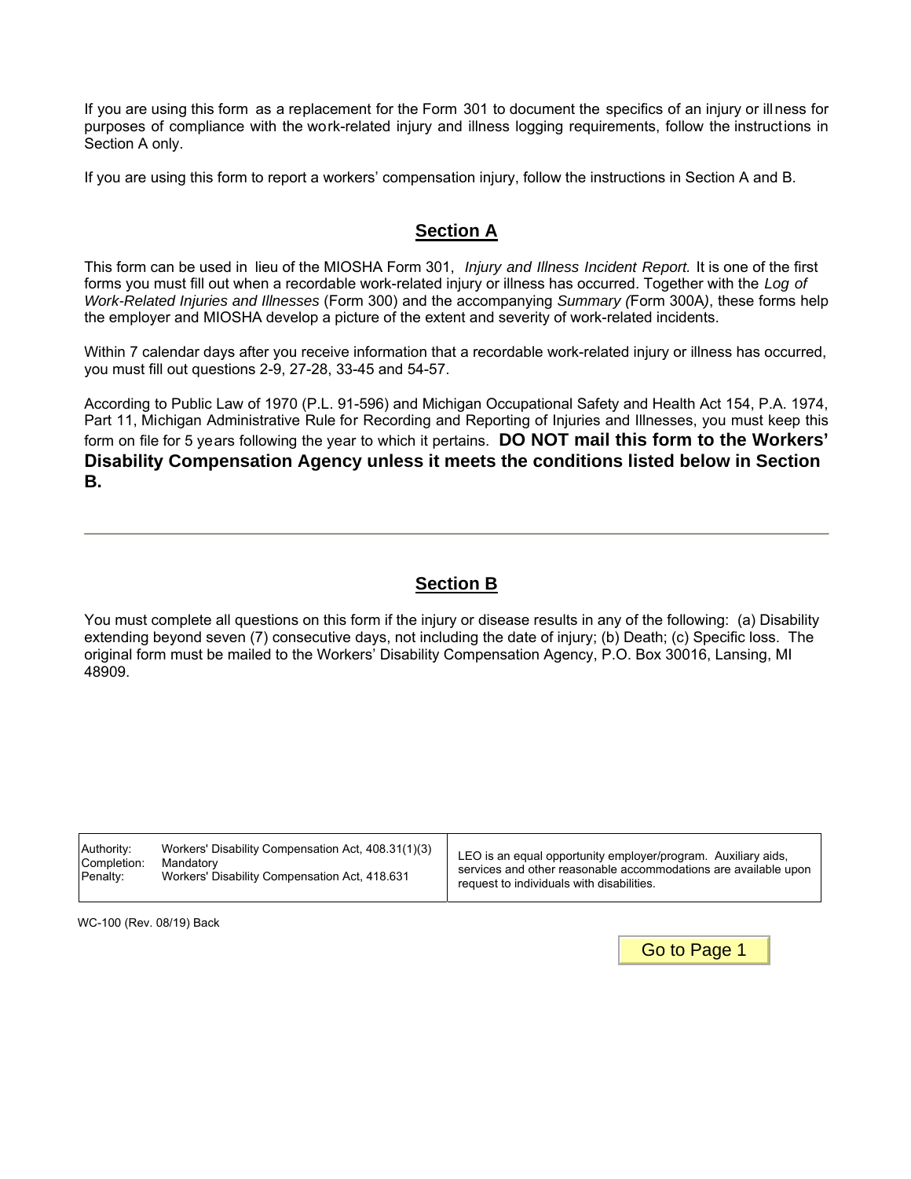If you are using this form as a replacement for the Form 301 to document the specifics of an injury or illness for purposes of compliance with the work-related injury and illness logging requirements, follow the instructions in Section A only.

If you are using this form to report a workers' compensation injury, follow the instructions in Section A and B.

## Section A

This form can be used in lieu of the MIOSHA Form 301, *Injury and Illness Incident Report.* It is one of the first forms you must fill out when a recordable work-related injury or illness has occurred. Together with the *Log of Work-Related Injuries and Illnesses* (Form 300) and the accompanying *Summary (*Form 300A*)*, these forms help the employer and MIOSHA develop a picture of the extent and severity of work-related incidents.

Within 7 calendar days after you receive information that a recordable work-related injury or illness has occurred, you must fill out questions 2-9, 27-28, 33-45 and 54-57.

According to Public Law of 1970 (P.L. 91-596) and Michigan Occupational Safety and Health Act 154, P.A. 1974, Part 11, Michigan Administrative Rule for Recording and Reporting of Injuries and Illnesses, you must keep this form on file for 5 years following the year to which it pertains. **DO NOT mail this form to the Workers' Disability Compensation Agency unless it meets the conditions listed below in Section B.**

---

## Section B

You must complete all questions on this form if the injury or disease results in any of the following: (a) Disability extending beyond seven (7) consecutive days, not including the date of injury; (b) Death; (c) Specific loss. The original form must be mailed to the Workers' Disability Compensation Agency, P.O. Box 30016, Lansing, MI 48909.

| | | |
|---|---|---|
| Authority: | Workers' Disability Compensation Act, 408.31(1)(3) | LEO is an equal opportunity employer/program. Auxiliary aids, services and other reasonable accommodations are available upon request to individuals with disabilities. |
| Completion: | Mandatory | |
| Penalty: | Workers' Disability Compensation Act, 418.631 | |

WC-100 (Rev. 08/19) Back

Go to Page 1